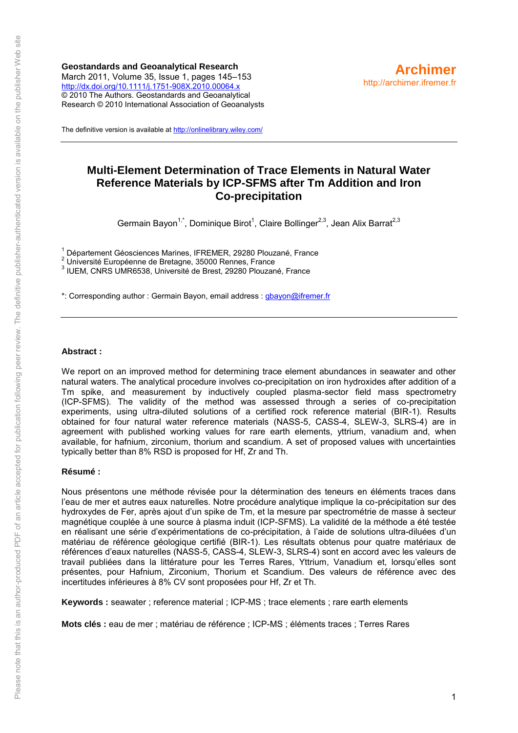**Geostandards and Geoanalytical Research**
March 2011, Volume 35, Issue 1, pages 145–153
http://dx.doi.org/10.1111/j.1751-908X.2010.00064.x
© 2010 The Authors. Geostandards and Geoanalytical Research © 2010 International Association of Geoanalysts

**Archimer**
http://archimer.ifremer.fr

The definitive version is available at http://onlinelibrary.wiley.com/

# Multi-Element Determination of Trace Elements in Natural Water Reference Materials by ICP-SFMS after Tm Addition and Iron Co-precipitation

Germain Bayon[1,*], Dominique Birot[1], Claire Bollinger[2,3], Jean Alix Barrat[2,3]

[1] Département Géosciences Marines, IFREMER, 29280 Plouzané, France
[2] Université Européenne de Bretagne, 35000 Rennes, France
[3] IUEM, CNRS UMR6538, Université de Brest, 29280 Plouzané, France

*: Corresponding author : Germain Bayon, email address : gbayon@ifremer.fr

**Abstract :**

We report on an improved method for determining trace element abundances in seawater and other natural waters. The analytical procedure involves co-precipitation on iron hydroxides after addition of a Tm spike, and measurement by inductively coupled plasma-sector field mass spectrometry (ICP-SFMS). The validity of the method was assessed through a series of co-precipitation experiments, using ultra-diluted solutions of a certified rock reference material (BIR-1). Results obtained for four natural water reference materials (NASS-5, CASS-4, SLEW-3, SLRS-4) are in agreement with published working values for rare earth elements, yttrium, vanadium and, when available, for hafnium, zirconium, thorium and scandium. A set of proposed values with uncertainties typically better than 8% RSD is proposed for Hf, Zr and Th.

**Résumé :**

Nous présentons une méthode révisée pour la détermination des teneurs en éléments traces dans l'eau de mer et autres eaux naturelles. Notre procédure analytique implique la co-précipitation sur des hydroxydes de Fer, après ajout d'un spike de Tm, et la mesure par spectrométrie de masse à secteur magnétique couplée à une source à plasma induit (ICP-SFMS). La validité de la méthode a été testée en réalisant une série d'expérimentations de co-précipitation, à l'aide de solutions ultra-diluées d'un matériau de référence géologique certifié (BIR-1). Les résultats obtenus pour quatre matériaux de références d'eaux naturelles (NASS-5, CASS-4, SLEW-3, SLRS-4) sont en accord avec les valeurs de travail publiées dans la littérature pour les Terres Rares, Yttrium, Vanadium et, lorsqu'elles sont présentes, pour Hafnium, Zirconium, Thorium et Scandium. Des valeurs de référence avec des incertitudes inférieures à 8% CV sont proposées pour Hf, Zr et Th.

**Keywords :** seawater ; reference material ; ICP-MS ; trace elements ; rare earth elements

**Mots clés :** eau de mer ; matériau de référence ; ICP-MS ; éléments traces ; Terres Rares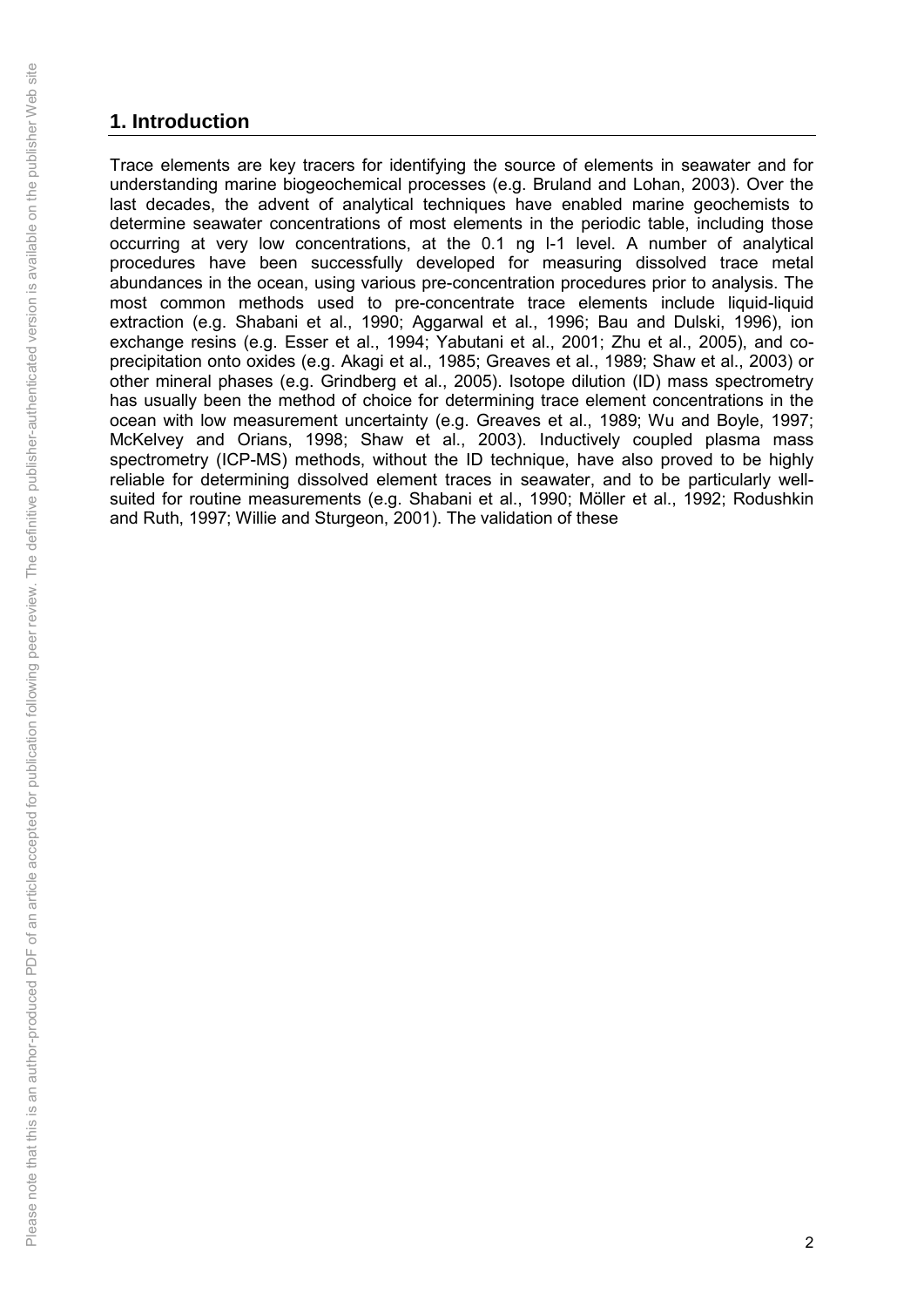## 1. Introduction

Trace elements are key tracers for identifying the source of elements in seawater and for understanding marine biogeochemical processes (e.g. Bruland and Lohan, 2003). Over the last decades, the advent of analytical techniques have enabled marine geochemists to determine seawater concentrations of most elements in the periodic table, including those occurring at very low concentrations, at the 0.1 ng l-1 level. A number of analytical procedures have been successfully developed for measuring dissolved trace metal abundances in the ocean, using various pre-concentration procedures prior to analysis. The most common methods used to pre-concentrate trace elements include liquid-liquid extraction (e.g. Shabani et al., 1990; Aggarwal et al., 1996; Bau and Dulski, 1996), ion exchange resins (e.g. Esser et al., 1994; Yabutani et al., 2001; Zhu et al., 2005), and co-precipitation onto oxides (e.g. Akagi et al., 1985; Greaves et al., 1989; Shaw et al., 2003) or other mineral phases (e.g. Grindberg et al., 2005). Isotope dilution (ID) mass spectrometry has usually been the method of choice for determining trace element concentrations in the ocean with low measurement uncertainty (e.g. Greaves et al., 1989; Wu and Boyle, 1997; McKelvey and Orians, 1998; Shaw et al., 2003). Inductively coupled plasma mass spectrometry (ICP-MS) methods, without the ID technique, have also proved to be highly reliable for determining dissolved element traces in seawater, and to be particularly well-suited for routine measurements (e.g. Shabani et al., 1990; Möller et al., 1992; Rodushkin and Ruth, 1997; Willie and Sturgeon, 2001). The validation of these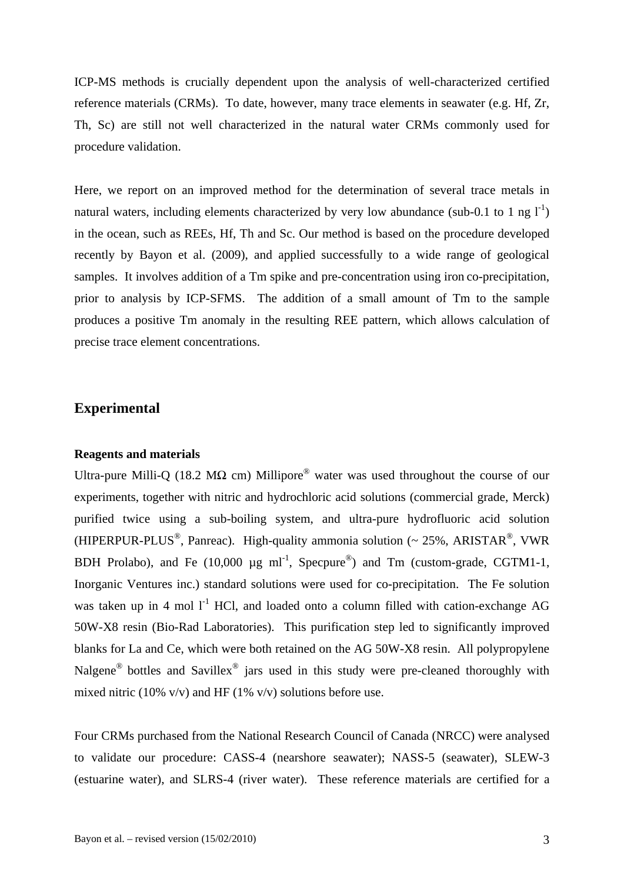ICP-MS methods is crucially dependent upon the analysis of well-characterized certified reference materials (CRMs). To date, however, many trace elements in seawater (e.g. Hf, Zr, Th, Sc) are still not well characterized in the natural water CRMs commonly used for procedure validation.

Here, we report on an improved method for the determination of several trace metals in natural waters, including elements characterized by very low abundance (sub-0.1 to 1 ng $l^{-1}$) in the ocean, such as REEs, Hf, Th and Sc. Our method is based on the procedure developed recently by Bayon et al. (2009), and applied successfully to a wide range of geological samples. It involves addition of a Tm spike and pre-concentration using iron co-precipitation, prior to analysis by ICP-SFMS. The addition of a small amount of Tm to the sample produces a positive Tm anomaly in the resulting REE pattern, which allows calculation of precise trace element concentrations.

## Experimental

### Reagents and materials

Ultra-pure Milli-Q (18.2 MΩ cm) Millipore® water was used throughout the course of our experiments, together with nitric and hydrochloric acid solutions (commercial grade, Merck) purified twice using a sub-boiling system, and ultra-pure hydrofluoric acid solution (HIPERPUR-PLUS®, Panreac). High-quality ammonia solution (~ 25%, ARISTAR®, VWR BDH Prolabo), and Fe (10,000 µg $ml^{-1}$, Specpure®) and Tm (custom-grade, CGTM1-1, Inorganic Ventures inc.) standard solutions were used for co-precipitation. The Fe solution was taken up in 4 mol $l^{-1}$ HCl, and loaded onto a column filled with cation-exchange AG 50W-X8 resin (Bio-Rad Laboratories). This purification step led to significantly improved blanks for La and Ce, which were both retained on the AG 50W-X8 resin. All polypropylene Nalgene® bottles and Savillex® jars used in this study were pre-cleaned thoroughly with mixed nitric (10% v/v) and HF (1% v/v) solutions before use.

Four CRMs purchased from the National Research Council of Canada (NRCC) were analysed to validate our procedure: CASS-4 (nearshore seawater); NASS-5 (seawater), SLEW-3 (estuarine water), and SLRS-4 (river water). These reference materials are certified for a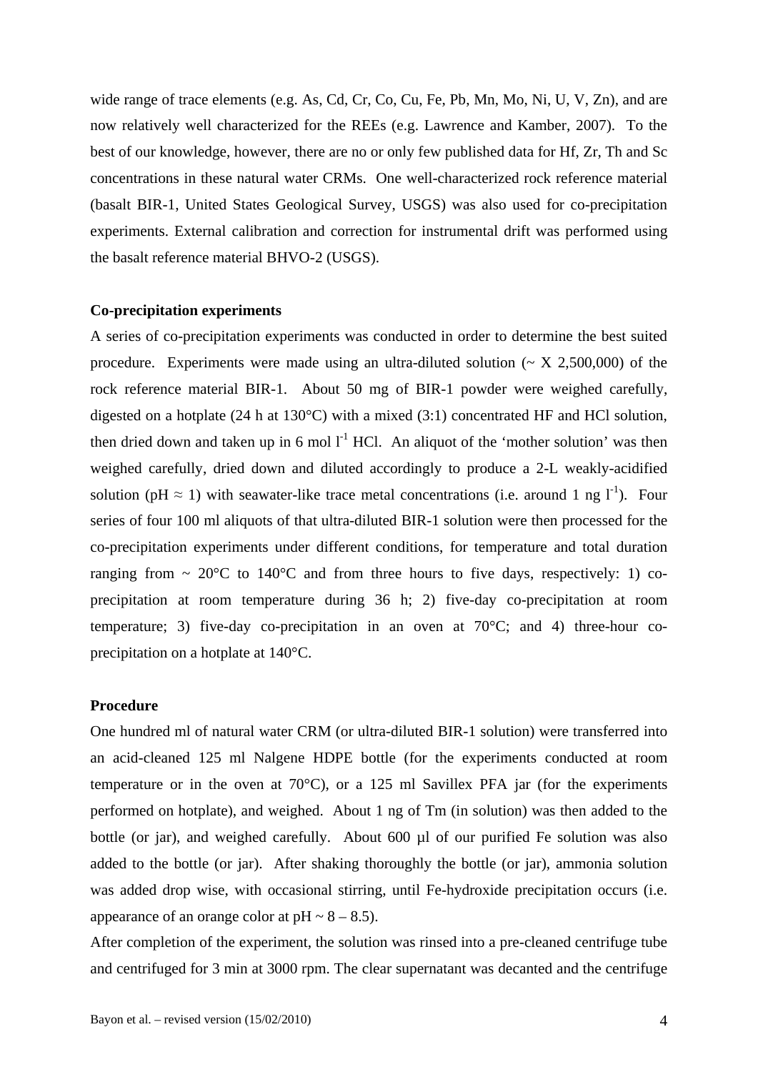wide range of trace elements (e.g. As, Cd, Cr, Co, Cu, Fe, Pb, Mn, Mo, Ni, U, V, Zn), and are now relatively well characterized for the REEs (e.g. Lawrence and Kamber, 2007). To the best of our knowledge, however, there are no or only few published data for Hf, Zr, Th and Sc concentrations in these natural water CRMs. One well-characterized rock reference material (basalt BIR-1, United States Geological Survey, USGS) was also used for co-precipitation experiments. External calibration and correction for instrumental drift was performed using the basalt reference material BHVO-2 (USGS).

**Co-precipitation experiments**

A series of co-precipitation experiments was conducted in order to determine the best suited procedure. Experiments were made using an ultra-diluted solution (~ X 2,500,000) of the rock reference material BIR-1. About 50 mg of BIR-1 powder were weighed carefully, digested on a hotplate (24 h at 130°C) with a mixed (3:1) concentrated HF and HCl solution, then dried down and taken up in 6 mol $l^{-1}$ HCl. An aliquot of the 'mother solution' was then weighed carefully, dried down and diluted accordingly to produce a 2-L weakly-acidified solution (pH ≈ 1) with seawater-like trace metal concentrations (i.e. around 1 ng $l^{-1}$). Four series of four 100 ml aliquots of that ultra-diluted BIR-1 solution were then processed for the co-precipitation experiments under different conditions, for temperature and total duration ranging from ~ 20°C to 140°C and from three hours to five days, respectively: 1) co-precipitation at room temperature during 36 h; 2) five-day co-precipitation at room temperature; 3) five-day co-precipitation in an oven at 70°C; and 4) three-hour co-precipitation on a hotplate at 140°C.

**Procedure**

One hundred ml of natural water CRM (or ultra-diluted BIR-1 solution) were transferred into an acid-cleaned 125 ml Nalgene HDPE bottle (for the experiments conducted at room temperature or in the oven at 70°C), or a 125 ml Savillex PFA jar (for the experiments performed on hotplate), and weighed. About 1 ng of Tm (in solution) was then added to the bottle (or jar), and weighed carefully. About 600 µl of our purified Fe solution was also added to the bottle (or jar). After shaking thoroughly the bottle (or jar), ammonia solution was added drop wise, with occasional stirring, until Fe-hydroxide precipitation occurs (i.e. appearance of an orange color at pH ~ 8 – 8.5).

After completion of the experiment, the solution was rinsed into a pre-cleaned centrifuge tube and centrifuged for 3 min at 3000 rpm. The clear supernatant was decanted and the centrifuge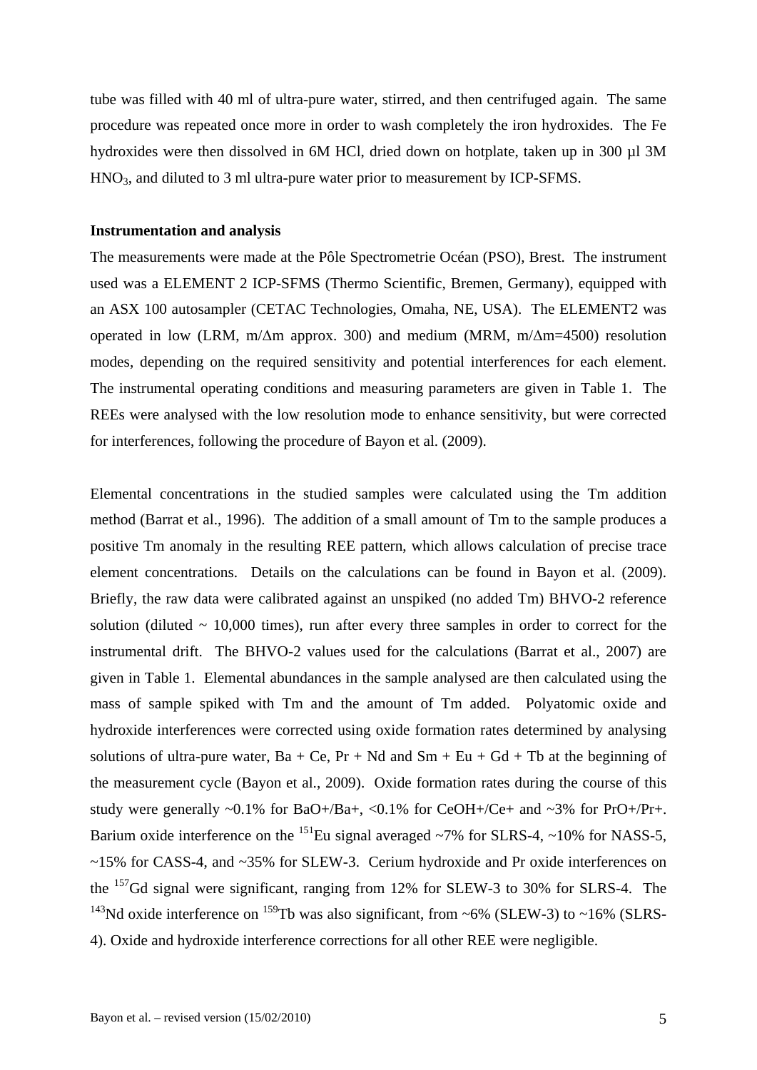tube was filled with 40 ml of ultra-pure water, stirred, and then centrifuged again. The same procedure was repeated once more in order to wash completely the iron hydroxides. The Fe hydroxides were then dissolved in 6M HCl, dried down on hotplate, taken up in 300 µl 3M $HNO_3$, and diluted to 3 ml ultra-pure water prior to measurement by ICP-SFMS.

**Instrumentation and analysis**

The measurements were made at the Pôle Spectrometrie Océan (PSO), Brest. The instrument used was a ELEMENT 2 ICP-SFMS (Thermo Scientific, Bremen, Germany), equipped with an ASX 100 autosampler (CETAC Technologies, Omaha, NE, USA). The ELEMENT2 was operated in low (LRM, $m/\Delta m$ approx. 300) and medium (MRM, $m/\Delta m$=4500) resolution modes, depending on the required sensitivity and potential interferences for each element. The instrumental operating conditions and measuring parameters are given in Table 1. The REEs were analysed with the low resolution mode to enhance sensitivity, but were corrected for interferences, following the procedure of Bayon et al. (2009).

Elemental concentrations in the studied samples were calculated using the Tm addition method (Barrat et al., 1996). The addition of a small amount of Tm to the sample produces a positive Tm anomaly in the resulting REE pattern, which allows calculation of precise trace element concentrations. Details on the calculations can be found in Bayon et al. (2009). Briefly, the raw data were calibrated against an unspiked (no added Tm) BHVO-2 reference solution (diluted ~ 10,000 times), run after every three samples in order to correct for the instrumental drift. The BHVO-2 values used for the calculations (Barrat et al., 2007) are given in Table 1. Elemental abundances in the sample analysed are then calculated using the mass of sample spiked with Tm and the amount of Tm added. Polyatomic oxide and hydroxide interferences were corrected using oxide formation rates determined by analysing solutions of ultra-pure water, Ba + Ce, Pr + Nd and Sm + Eu + Gd + Tb at the beginning of the measurement cycle (Bayon et al., 2009). Oxide formation rates during the course of this study were generally ~0.1% for $BaO^+/Ba^+$, <0.1% for $CeOH^+/Ce^+$ and ~3% for $PrO^+/Pr^+$. Barium oxide interference on the $^{151}$Eu signal averaged ~7% for SLRS-4, ~10% for NASS-5, ~15% for CASS-4, and ~35% for SLEW-3. Cerium hydroxide and Pr oxide interferences on the $^{157}$Gd signal were significant, ranging from 12% for SLEW-3 to 30% for SLRS-4. The $^{143}$Nd oxide interference on $^{159}$Tb was also significant, from ~6% (SLEW-3) to ~16% (SLRS-4). Oxide and hydroxide interference corrections for all other REE were negligible.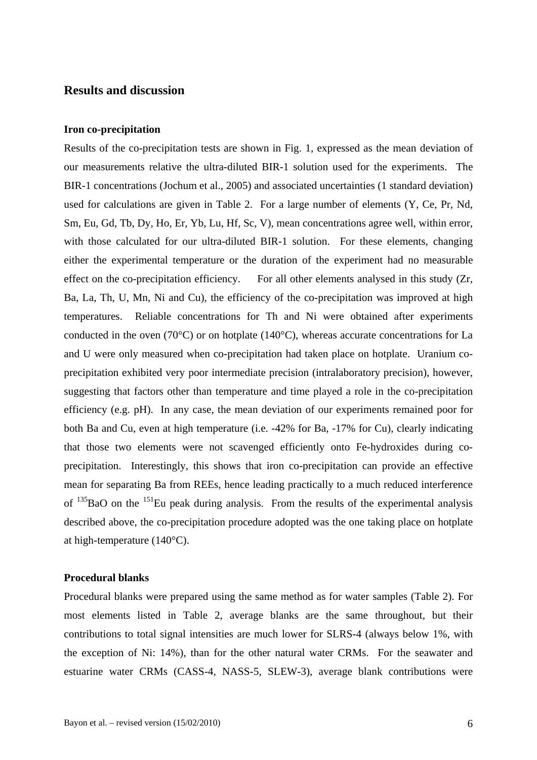## Results and discussion

### Iron co-precipitation

Results of the co-precipitation tests are shown in Fig. 1, expressed as the mean deviation of our measurements relative the ultra-diluted BIR-1 solution used for the experiments. The BIR-1 concentrations (Jochum et al., 2005) and associated uncertainties (1 standard deviation) used for calculations are given in Table 2. For a large number of elements (Y, Ce, Pr, Nd, Sm, Eu, Gd, Tb, Dy, Ho, Er, Yb, Lu, Hf, Sc, V), mean concentrations agree well, within error, with those calculated for our ultra-diluted BIR-1 solution. For these elements, changing either the experimental temperature or the duration of the experiment had no measurable effect on the co-precipitation efficiency. For all other elements analysed in this study (Zr, Ba, La, Th, U, Mn, Ni and Cu), the efficiency of the co-precipitation was improved at high temperatures. Reliable concentrations for Th and Ni were obtained after experiments conducted in the oven (70°C) or on hotplate (140°C), whereas accurate concentrations for La and U were only measured when co-precipitation had taken place on hotplate. Uranium co-precipitation exhibited very poor intermediate precision (intralaboratory precision), however, suggesting that factors other than temperature and time played a role in the co-precipitation efficiency (e.g. pH). In any case, the mean deviation of our experiments remained poor for both Ba and Cu, even at high temperature (i.e. -42% for Ba, -17% for Cu), clearly indicating that those two elements were not scavenged efficiently onto Fe-hydroxides during co-precipitation. Interestingly, this shows that iron co-precipitation can provide an effective mean for separating Ba from REEs, hence leading practically to a much reduced interference of $^{135}$BaO on the $^{151}$Eu peak during analysis. From the results of the experimental analysis described above, the co-precipitation procedure adopted was the one taking place on hotplate at high-temperature (140°C).

### Procedural blanks

Procedural blanks were prepared using the same method as for water samples (Table 2). For most elements listed in Table 2, average blanks are the same throughout, but their contributions to total signal intensities are much lower for SLRS-4 (always below 1%, with the exception of Ni: 14%), than for the other natural water CRMs. For the seawater and estuarine water CRMs (CASS-4, NASS-5, SLEW-3), average blank contributions were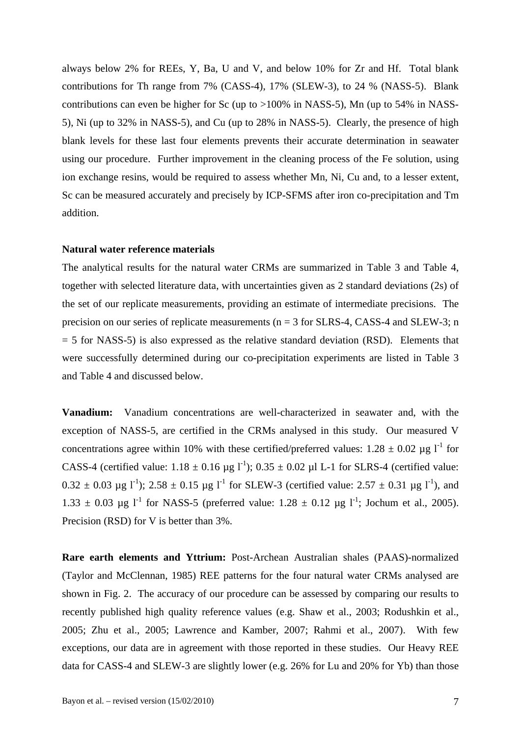always below 2% for REEs, Y, Ba, U and V, and below 10% for Zr and Hf. Total blank contributions for Th range from 7% (CASS-4), 17% (SLEW-3), to 24 % (NASS-5). Blank contributions can even be higher for Sc (up to >100% in NASS-5), Mn (up to 54% in NASS-5), Ni (up to 32% in NASS-5), and Cu (up to 28% in NASS-5). Clearly, the presence of high blank levels for these last four elements prevents their accurate determination in seawater using our procedure. Further improvement in the cleaning process of the Fe solution, using ion exchange resins, would be required to assess whether Mn, Ni, Cu and, to a lesser extent, Sc can be measured accurately and precisely by ICP-SFMS after iron co-precipitation and Tm addition.

**Natural water reference materials**

The analytical results for the natural water CRMs are summarized in Table 3 and Table 4, together with selected literature data, with uncertainties given as 2 standard deviations (2s) of the set of our replicate measurements, providing an estimate of intermediate precisions. The precision on our series of replicate measurements (n = 3 for SLRS-4, CASS-4 and SLEW-3; n = 5 for NASS-5) is also expressed as the relative standard deviation (RSD). Elements that were successfully determined during our co-precipitation experiments are listed in Table 3 and Table 4 and discussed below.

**Vanadium:** Vanadium concentrations are well-characterized in seawater and, with the exception of NASS-5, are certified in the CRMs analysed in this study. Our measured V concentrations agree within 10% with these certified/preferred values: 1.28 ± 0.02 µg $l^{-1}$ for CASS-4 (certified value: 1.18 ± 0.16 µg $l^{-1}$); 0.35 ± 0.02 µl L-1 for SLRS-4 (certified value: 0.32 ± 0.03 µg $l^{-1}$); 2.58 ± 0.15 µg $l^{-1}$ for SLEW-3 (certified value: 2.57 ± 0.31 µg $l^{-1}$), and 1.33 ± 0.03 µg $l^{-1}$ for NASS-5 (preferred value: 1.28 ± 0.12 µg $l^{-1}$; Jochum et al., 2005). Precision (RSD) for V is better than 3%.

**Rare earth elements and Yttrium:** Post-Archean Australian shales (PAAS)-normalized (Taylor and McClennan, 1985) REE patterns for the four natural water CRMs analysed are shown in Fig. 2. The accuracy of our procedure can be assessed by comparing our results to recently published high quality reference values (e.g. Shaw et al., 2003; Rodushkin et al., 2005; Zhu et al., 2005; Lawrence and Kamber, 2007; Rahmi et al., 2007). With few exceptions, our data are in agreement with those reported in these studies. Our Heavy REE data for CASS-4 and SLEW-3 are slightly lower (e.g. 26% for Lu and 20% for Yb) than those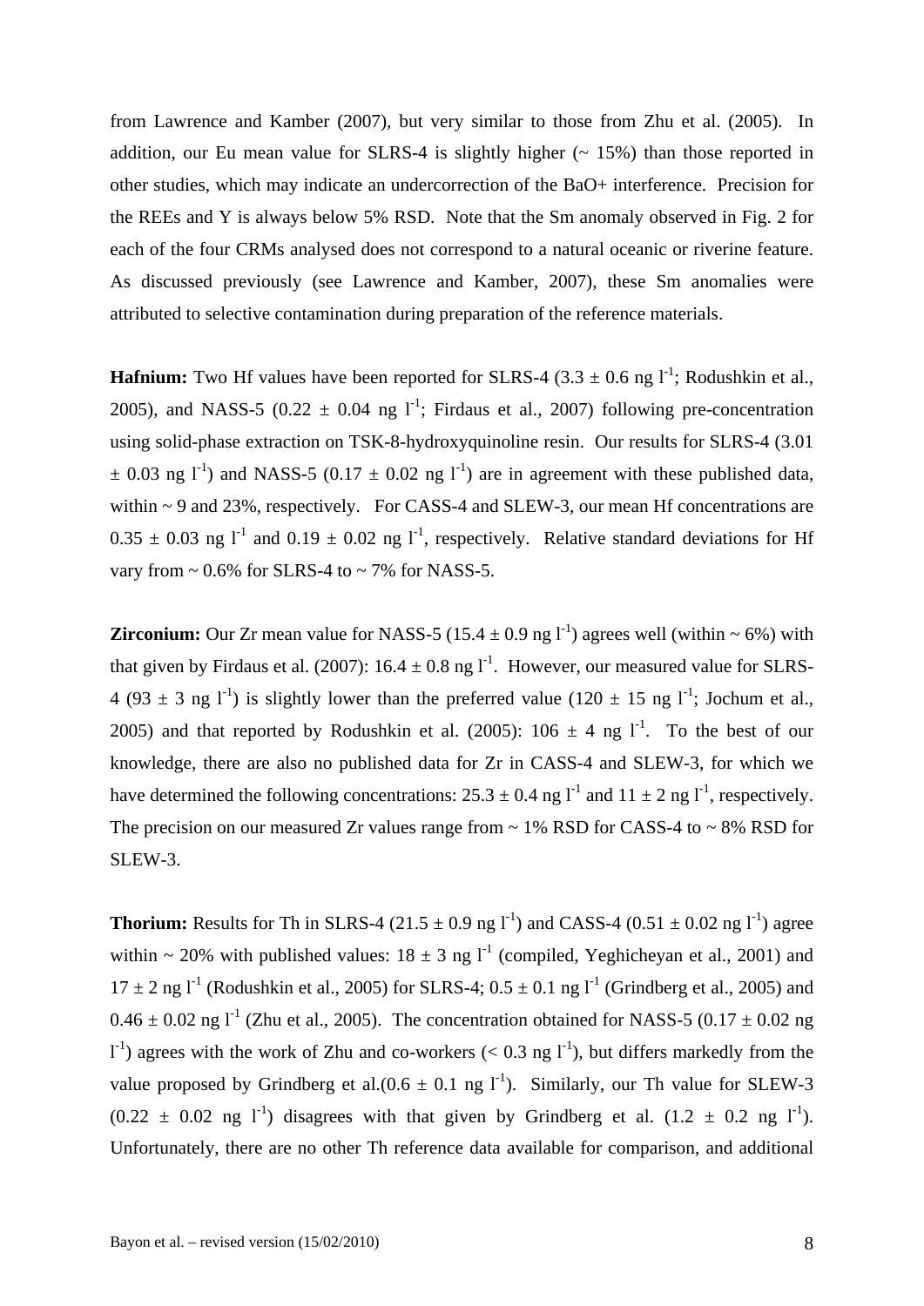from Lawrence and Kamber (2007), but very similar to those from Zhu et al. (2005). In addition, our Eu mean value for SLRS-4 is slightly higher (~ 15%) than those reported in other studies, which may indicate an undercorrection of the BaO+ interference. Precision for the REEs and Y is always below 5% RSD. Note that the Sm anomaly observed in Fig. 2 for each of the four CRMs analysed does not correspond to a natural oceanic or riverine feature. As discussed previously (see Lawrence and Kamber, 2007), these Sm anomalies were attributed to selective contamination during preparation of the reference materials.

**Hafnium:** Two Hf values have been reported for SLRS-4 (3.3 ± 0.6 ng $l^{-1}$; Rodushkin et al., 2005), and NASS-5 (0.22 ± 0.04 ng $l^{-1}$; Firdaus et al., 2007) following pre-concentration using solid-phase extraction on TSK-8-hydroxyquinoline resin. Our results for SLRS-4 (3.01 ± 0.03 ng $l^{-1}$) and NASS-5 (0.17 ± 0.02 ng $l^{-1}$) are in agreement with these published data, within ~ 9 and 23%, respectively. For CASS-4 and SLEW-3, our mean Hf concentrations are 0.35 ± 0.03 ng $l^{-1}$ and 0.19 ± 0.02 ng $l^{-1}$, respectively. Relative standard deviations for Hf vary from ~ 0.6% for SLRS-4 to ~ 7% for NASS-5.

**Zirconium:** Our Zr mean value for NASS-5 (15.4 ± 0.9 ng $l^{-1}$) agrees well (within ~ 6%) with that given by Firdaus et al. (2007): 16.4 ± 0.8 ng $l^{-1}$. However, our measured value for SLRS-4 (93 ± 3 ng $l^{-1}$) is slightly lower than the preferred value (120 ± 15 ng $l^{-1}$; Jochum et al., 2005) and that reported by Rodushkin et al. (2005): 106 ± 4 ng $l^{-1}$. To the best of our knowledge, there are also no published data for Zr in CASS-4 and SLEW-3, for which we have determined the following concentrations: 25.3 ± 0.4 ng $l^{-1}$ and 11 ± 2 ng $l^{-1}$, respectively. The precision on our measured Zr values range from ~ 1% RSD for CASS-4 to ~ 8% RSD for SLEW-3.

**Thorium:** Results for Th in SLRS-4 (21.5 ± 0.9 ng $l^{-1}$) and CASS-4 (0.51 ± 0.02 ng $l^{-1}$) agree within ~ 20% with published values: 18 ± 3 ng $l^{-1}$ (compiled, Yeghicheyan et al., 2001) and 17 ± 2 ng $l^{-1}$ (Rodushkin et al., 2005) for SLRS-4; 0.5 ± 0.1 ng $l^{-1}$ (Grindberg et al., 2005) and 0.46 ± 0.02 ng $l^{-1}$ (Zhu et al., 2005). The concentration obtained for NASS-5 (0.17 ± 0.02 ng $l^{-1}$) agrees with the work of Zhu and co-workers (< 0.3 ng $l^{-1}$), but differs markedly from the value proposed by Grindberg et al.(0.6 ± 0.1 ng $l^{-1}$). Similarly, our Th value for SLEW-3 (0.22 ± 0.02 ng $l^{-1}$) disagrees with that given by Grindberg et al. (1.2 ± 0.2 ng $l^{-1}$). Unfortunately, there are no other Th reference data available for comparison, and additional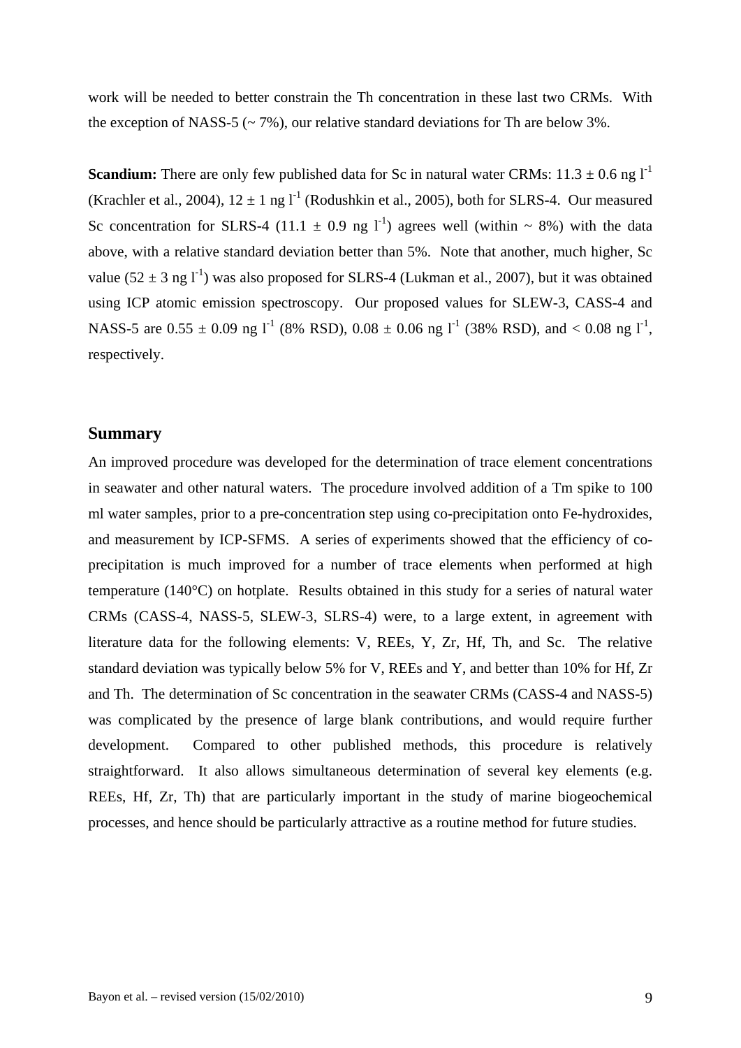work will be needed to better constrain the Th concentration in these last two CRMs. With the exception of NASS-5 (~ 7%), our relative standard deviations for Th are below 3%.

**Scandium:** There are only few published data for Sc in natural water CRMs: $11.3 \pm 0.6$ ng $l^{-1}$ (Krachler et al., 2004), $12 \pm 1$ ng $l^{-1}$ (Rodushkin et al., 2005), both for SLRS-4. Our measured Sc concentration for SLRS-4 ($11.1 \pm 0.9$ ng $l^{-1}$) agrees well (within ~ 8%) with the data above, with a relative standard deviation better than 5%. Note that another, much higher, Sc value ($52 \pm 3$ ng $l^{-1}$) was also proposed for SLRS-4 (Lukman et al., 2007), but it was obtained using ICP atomic emission spectroscopy. Our proposed values for SLEW-3, CASS-4 and NASS-5 are $0.55 \pm 0.09$ ng $l^{-1}$ (8% RSD), $0.08 \pm 0.06$ ng $l^{-1}$ (38% RSD), and $< 0.08$ ng $l^{-1}$, respectively.

## Summary

An improved procedure was developed for the determination of trace element concentrations in seawater and other natural waters. The procedure involved addition of a Tm spike to 100 ml water samples, prior to a pre-concentration step using co-precipitation onto Fe-hydroxides, and measurement by ICP-SFMS. A series of experiments showed that the efficiency of co-precipitation is much improved for a number of trace elements when performed at high temperature (140°C) on hotplate. Results obtained in this study for a series of natural water CRMs (CASS-4, NASS-5, SLEW-3, SLRS-4) were, to a large extent, in agreement with literature data for the following elements: V, REEs, Y, Zr, Hf, Th, and Sc. The relative standard deviation was typically below 5% for V, REEs and Y, and better than 10% for Hf, Zr and Th. The determination of Sc concentration in the seawater CRMs (CASS-4 and NASS-5) was complicated by the presence of large blank contributions, and would require further development. Compared to other published methods, this procedure is relatively straightforward. It also allows simultaneous determination of several key elements (e.g. REEs, Hf, Zr, Th) that are particularly important in the study of marine biogeochemical processes, and hence should be particularly attractive as a routine method for future studies.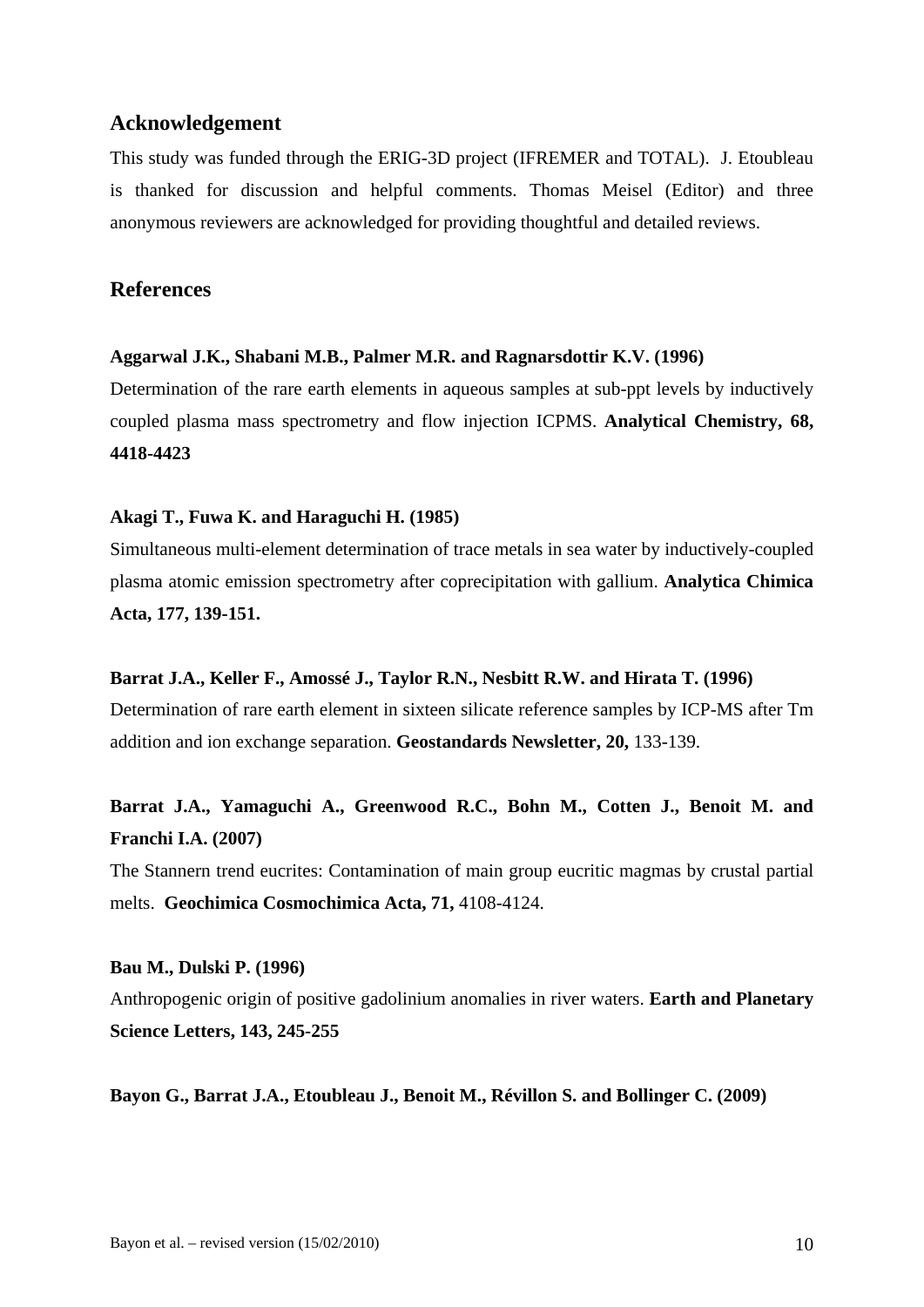## Acknowledgement

This study was funded through the ERIG-3D project (IFREMER and TOTAL). J. Etoubleau is thanked for discussion and helpful comments. Thomas Meisel (Editor) and three anonymous reviewers are acknowledged for providing thoughtful and detailed reviews.

## References

**Aggarwal J.K., Shabani M.B., Palmer M.R. and Ragnarsdottir K.V. (1996)**
Determination of the rare earth elements in aqueous samples at sub-ppt levels by inductively coupled plasma mass spectrometry and flow injection ICPMS. **Analytical Chemistry, 68, 4418-4423**

**Akagi T., Fuwa K. and Haraguchi H. (1985)**
Simultaneous multi-element determination of trace metals in sea water by inductively-coupled plasma atomic emission spectrometry after coprecipitation with gallium. **Analytica Chimica Acta, 177, 139-151.**

**Barrat J.A., Keller F., Amossé J., Taylor R.N., Nesbitt R.W. and Hirata T. (1996)**
Determination of rare earth element in sixteen silicate reference samples by ICP-MS after Tm addition and ion exchange separation. **Geostandards Newsletter, 20,** 133-139.

**Barrat J.A., Yamaguchi A., Greenwood R.C., Bohn M., Cotten J., Benoit M. and Franchi I.A. (2007)**
The Stannern trend eucrites: Contamination of main group eucritic magmas by crustal partial melts. **Geochimica Cosmochimica Acta, 71,** 4108-4124.

**Bau M., Dulski P. (1996)**
Anthropogenic origin of positive gadolinium anomalies in river waters. **Earth and Planetary Science Letters, 143, 245-255**

**Bayon G., Barrat J.A., Etoubleau J., Benoit M., Révillon S. and Bollinger C. (2009)**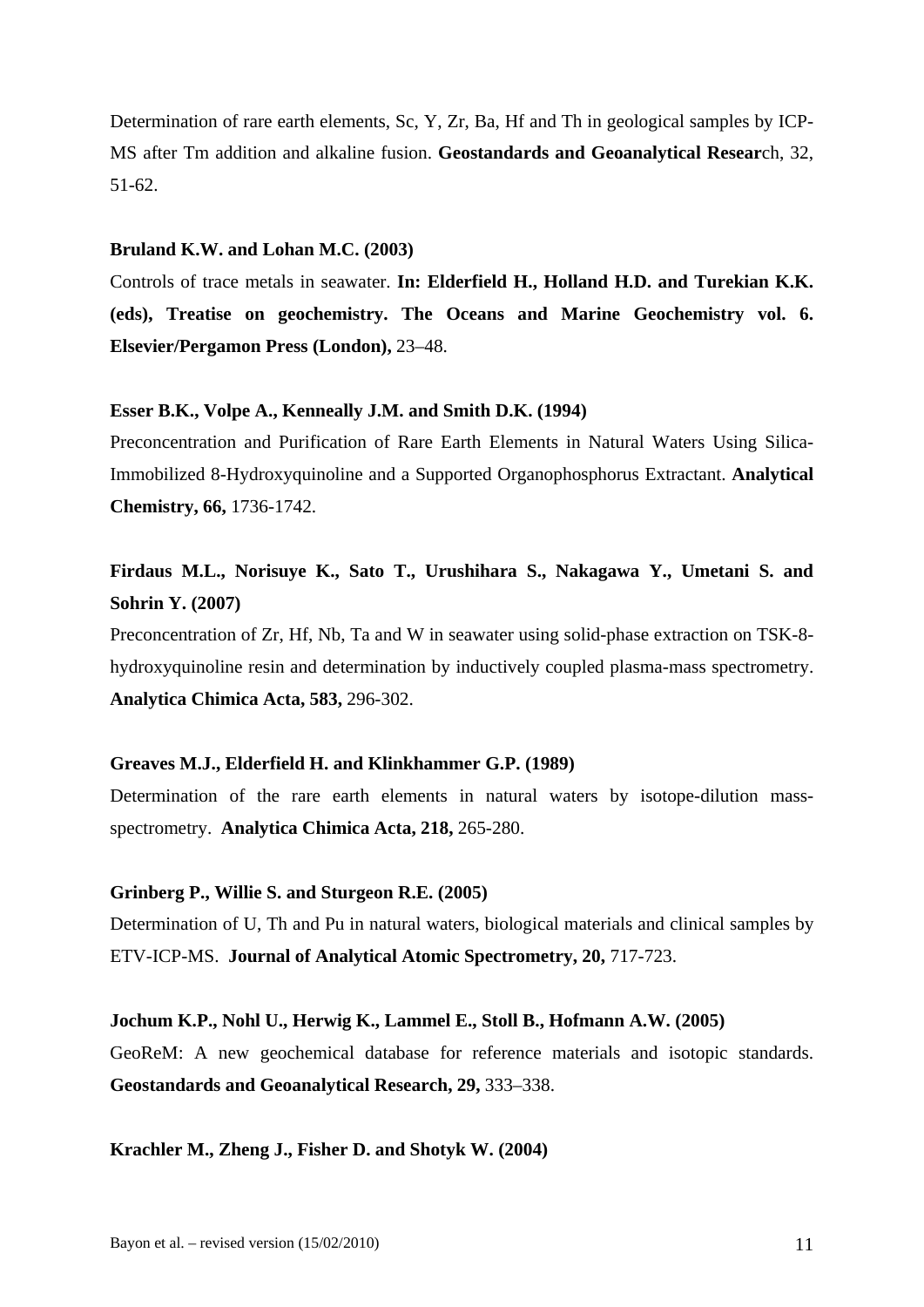Determination of rare earth elements, Sc, Y, Zr, Ba, Hf and Th in geological samples by ICP-MS after Tm addition and alkaline fusion. **Geostandards and Geoanalytical Resear**ch, 32, 51-62.

**Bruland K.W. and Lohan M.C. (2003)**

Controls of trace metals in seawater. **In: Elderfield H., Holland H.D. and Turekian K.K. (eds), Treatise on geochemistry. The Oceans and Marine Geochemistry vol. 6. Elsevier/Pergamon Press (London),** 23–48.

**Esser B.K., Volpe A., Kenneally J.M. and Smith D.K. (1994)**

Preconcentration and Purification of Rare Earth Elements in Natural Waters Using Silica-Immobilized 8-Hydroxyquinoline and a Supported Organophosphorus Extractant. **Analytical Chemistry, 66,** 1736-1742.

**Firdaus M.L., Norisuye K., Sato T., Urushihara S., Nakagawa Y., Umetani S. and Sohrin Y. (2007)**

Preconcentration of Zr, Hf, Nb, Ta and W in seawater using solid-phase extraction on TSK-8-hydroxyquinoline resin and determination by inductively coupled plasma-mass spectrometry. **Analytica Chimica Acta, 583,** 296-302.

**Greaves M.J., Elderfield H. and Klinkhammer G.P. (1989)**

Determination of the rare earth elements in natural waters by isotope-dilution mass-spectrometry. **Analytica Chimica Acta, 218,** 265-280.

**Grinberg P., Willie S. and Sturgeon R.E. (2005)**

Determination of U, Th and Pu in natural waters, biological materials and clinical samples by ETV-ICP-MS. **Journal of Analytical Atomic Spectrometry, 20,** 717-723.

**Jochum K.P., Nohl U., Herwig K., Lammel E., Stoll B., Hofmann A.W. (2005)**

GeoReM: A new geochemical database for reference materials and isotopic standards. **Geostandards and Geoanalytical Research, 29,** 333–338.

**Krachler M., Zheng J., Fisher D. and Shotyk W. (2004)**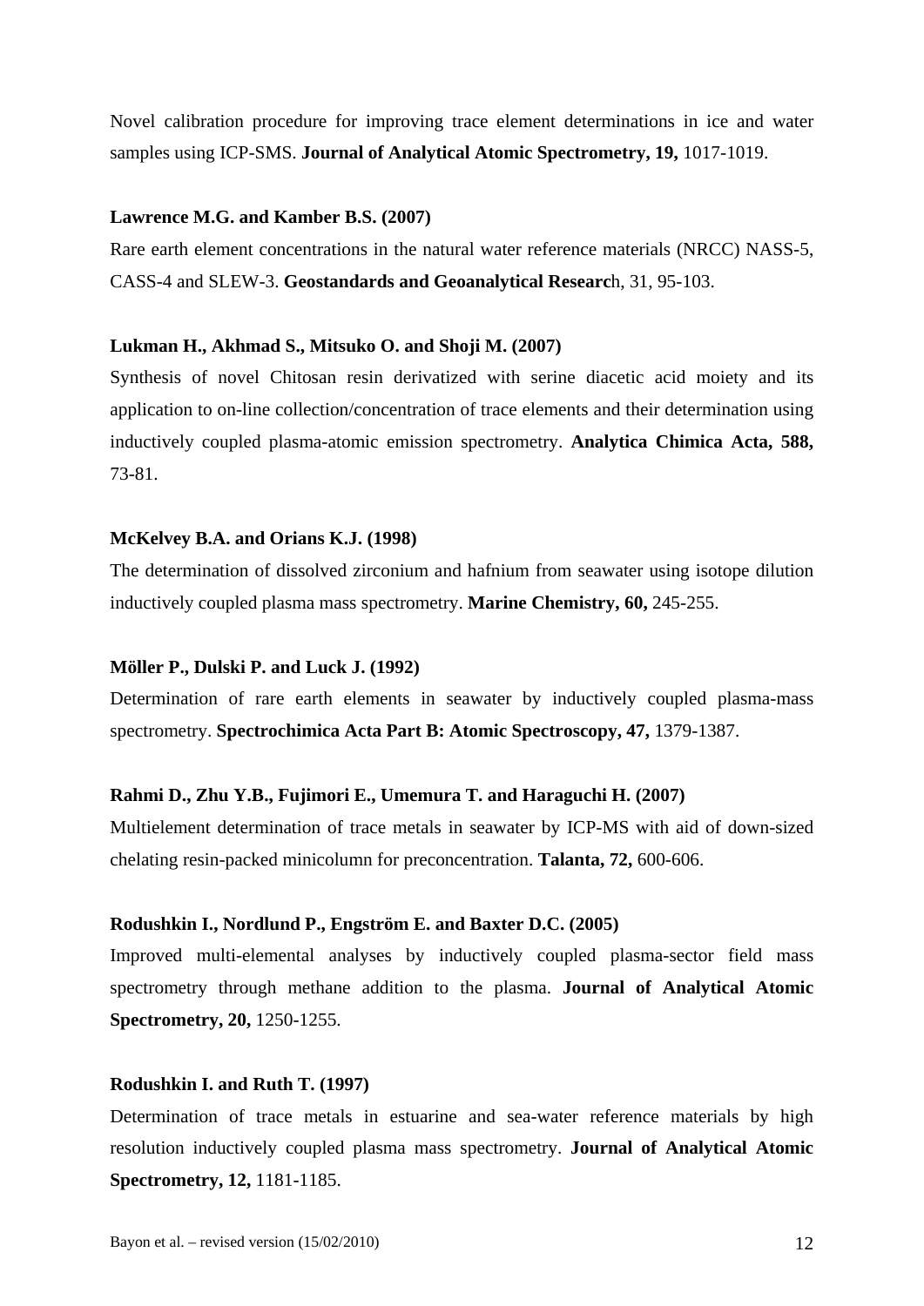Novel calibration procedure for improving trace element determinations in ice and water samples using ICP-SMS. **Journal of Analytical Atomic Spectrometry, 19,** 1017-1019.

**Lawrence M.G. and Kamber B.S. (2007)**

Rare earth element concentrations in the natural water reference materials (NRCC) NASS-5, CASS-4 and SLEW-3. **Geostandards and Geoanalytical Researc**h, 31, 95-103.

**Lukman H., Akhmad S., Mitsuko O. and Shoji M. (2007)**

Synthesis of novel Chitosan resin derivatized with serine diacetic acid moiety and its application to on-line collection/concentration of trace elements and their determination using inductively coupled plasma-atomic emission spectrometry. **Analytica Chimica Acta, 588,** 73-81.

**McKelvey B.A. and Orians K.J. (1998)**

The determination of dissolved zirconium and hafnium from seawater using isotope dilution inductively coupled plasma mass spectrometry. **Marine Chemistry, 60,** 245-255.

**Möller P., Dulski P. and Luck J. (1992)**

Determination of rare earth elements in seawater by inductively coupled plasma-mass spectrometry. **Spectrochimica Acta Part B: Atomic Spectroscopy, 47,** 1379-1387.

**Rahmi D., Zhu Y.B., Fujimori E., Umemura T. and Haraguchi H. (2007)**

Multielement determination of trace metals in seawater by ICP-MS with aid of down-sized chelating resin-packed minicolumn for preconcentration. **Talanta, 72,** 600-606.

**Rodushkin I., Nordlund P., Engström E. and Baxter D.C. (2005)**

Improved multi-elemental analyses by inductively coupled plasma-sector field mass spectrometry through methane addition to the plasma. **Journal of Analytical Atomic Spectrometry, 20,** 1250-1255.

**Rodushkin I. and Ruth T. (1997)**

Determination of trace metals in estuarine and sea-water reference materials by high resolution inductively coupled plasma mass spectrometry. **Journal of Analytical Atomic Spectrometry, 12,** 1181-1185.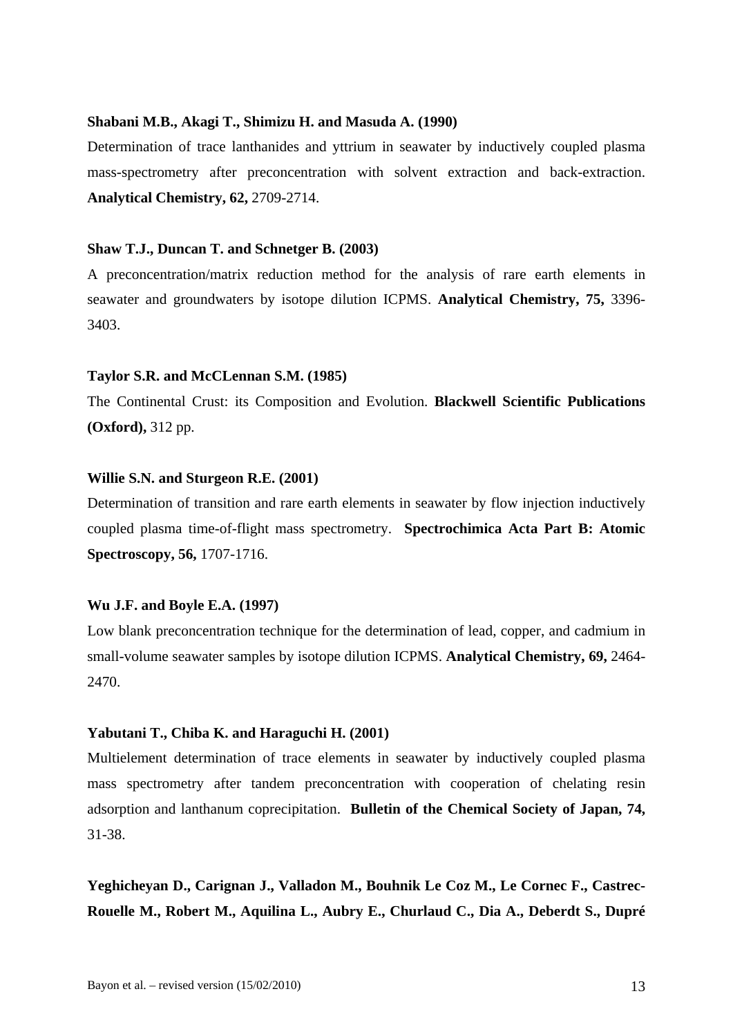**Shabani M.B., Akagi T., Shimizu H. and Masuda A. (1990)**

Determination of trace lanthanides and yttrium in seawater by inductively coupled plasma mass-spectrometry after preconcentration with solvent extraction and back-extraction. **Analytical Chemistry, 62,** 2709-2714.

**Shaw T.J., Duncan T. and Schnetger B. (2003)**

A preconcentration/matrix reduction method for the analysis of rare earth elements in seawater and groundwaters by isotope dilution ICPMS. **Analytical Chemistry, 75,** 3396-3403.

**Taylor S.R. and McCLennan S.M. (1985)**

The Continental Crust: its Composition and Evolution. **Blackwell Scientific Publications (Oxford),** 312 pp.

**Willie S.N. and Sturgeon R.E. (2001)**

Determination of transition and rare earth elements in seawater by flow injection inductively coupled plasma time-of-flight mass spectrometry. **Spectrochimica Acta Part B: Atomic Spectroscopy, 56,** 1707-1716.

**Wu J.F. and Boyle E.A. (1997)**

Low blank preconcentration technique for the determination of lead, copper, and cadmium in small-volume seawater samples by isotope dilution ICPMS. **Analytical Chemistry, 69,** 2464-2470.

**Yabutani T., Chiba K. and Haraguchi H. (2001)**

Multielement determination of trace elements in seawater by inductively coupled plasma mass spectrometry after tandem preconcentration with cooperation of chelating resin adsorption and lanthanum coprecipitation. **Bulletin of the Chemical Society of Japan, 74,** 31-38.

**Yeghicheyan D., Carignan J., Valladon M., Bouhnik Le Coz M., Le Cornec F., Castrec-Rouelle M., Robert M., Aquilina L., Aubry E., Churlaud C., Dia A., Deberdt S., Dupré**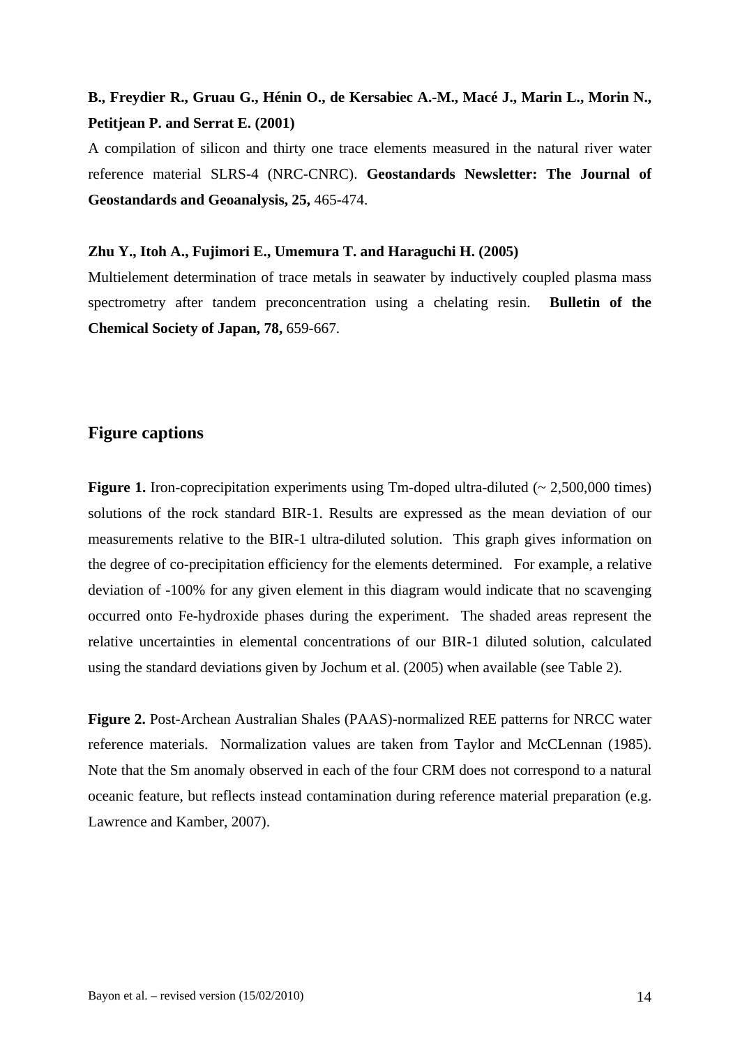**B., Freydier R., Gruau G., Hénin O., de Kersabiec A.-M., Macé J., Marin L., Morin N., Petitjean P. and Serrat E. (2001)**

A compilation of silicon and thirty one trace elements measured in the natural river water reference material SLRS-4 (NRC-CNRC). **Geostandards Newsletter: The Journal of Geostandards and Geoanalysis, 25,** 465-474.

**Zhu Y., Itoh A., Fujimori E., Umemura T. and Haraguchi H. (2005)**

Multielement determination of trace metals in seawater by inductively coupled plasma mass spectrometry after tandem preconcentration using a chelating resin. **Bulletin of the Chemical Society of Japan, 78,** 659-667.

## Figure captions

**Figure 1.** Iron-coprecipitation experiments using Tm-doped ultra-diluted (~ 2,500,000 times) solutions of the rock standard BIR-1. Results are expressed as the mean deviation of our measurements relative to the BIR-1 ultra-diluted solution. This graph gives information on the degree of co-precipitation efficiency for the elements determined. For example, a relative deviation of -100% for any given element in this diagram would indicate that no scavenging occurred onto Fe-hydroxide phases during the experiment. The shaded areas represent the relative uncertainties in elemental concentrations of our BIR-1 diluted solution, calculated using the standard deviations given by Jochum et al. (2005) when available (see Table 2).

**Figure 2.** Post-Archean Australian Shales (PAAS)-normalized REE patterns for NRCC water reference materials. Normalization values are taken from Taylor and McCLennan (1985). Note that the Sm anomaly observed in each of the four CRM does not correspond to a natural oceanic feature, but reflects instead contamination during reference material preparation (e.g. Lawrence and Kamber, 2007).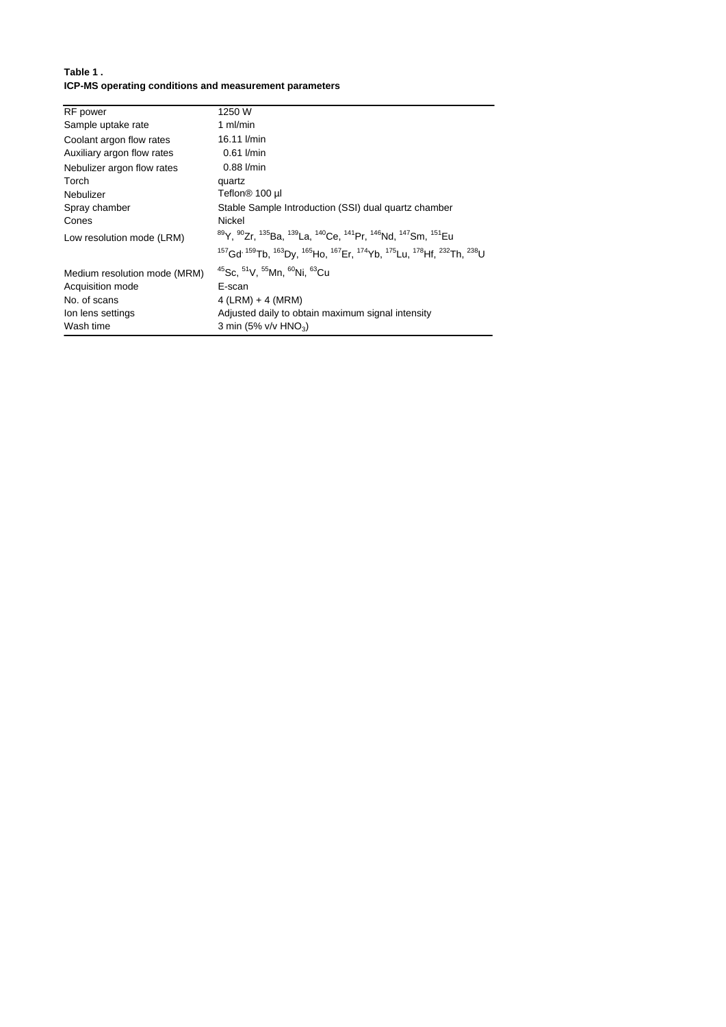**Table 1 .**
**ICP-MS operating conditions and measurement parameters**

| | |
|---|---|
| RF power | 1250 W |
| Sample uptake rate | 1 ml/min |
| Coolant argon flow rates | 16.11 l/min |
| Auxiliary argon flow rates | 0.61 l/min |
| Nebulizer argon flow rates | 0.88 l/min |
| Torch | quartz |
| Nebulizer | Teflon® 100 µl |
| Spray chamber | Stable Sample Introduction (SSI) dual quartz chamber |
| Cones | Nickel |
| Low resolution mode (LRM) | $^{89}Y$, $^{90}Zr$, $^{135}Ba$, $^{139}La$, $^{140}Ce$, $^{141}Pr$, $^{146}Nd$, $^{147}Sm$, $^{151}Eu$ $^{157}Gd$, $^{159}Tb$, $^{163}Dy$, $^{165}Ho$, $^{167}Er$, $^{174}Yb$, $^{175}Lu$, $^{178}Hf$, $^{232}Th$, $^{238}U$ |
| Medium resolution mode (MRM) | $^{45}Sc$, $^{51}V$, $^{55}Mn$, $^{60}Ni$, $^{63}Cu$ |
| Acquisition mode | E-scan |
| No. of scans | 4 (LRM) + 4 (MRM) |
| Ion lens settings | Adjusted daily to obtain maximum signal intensity |
| Wash time | 3 min (5% v/v $HNO_3$) |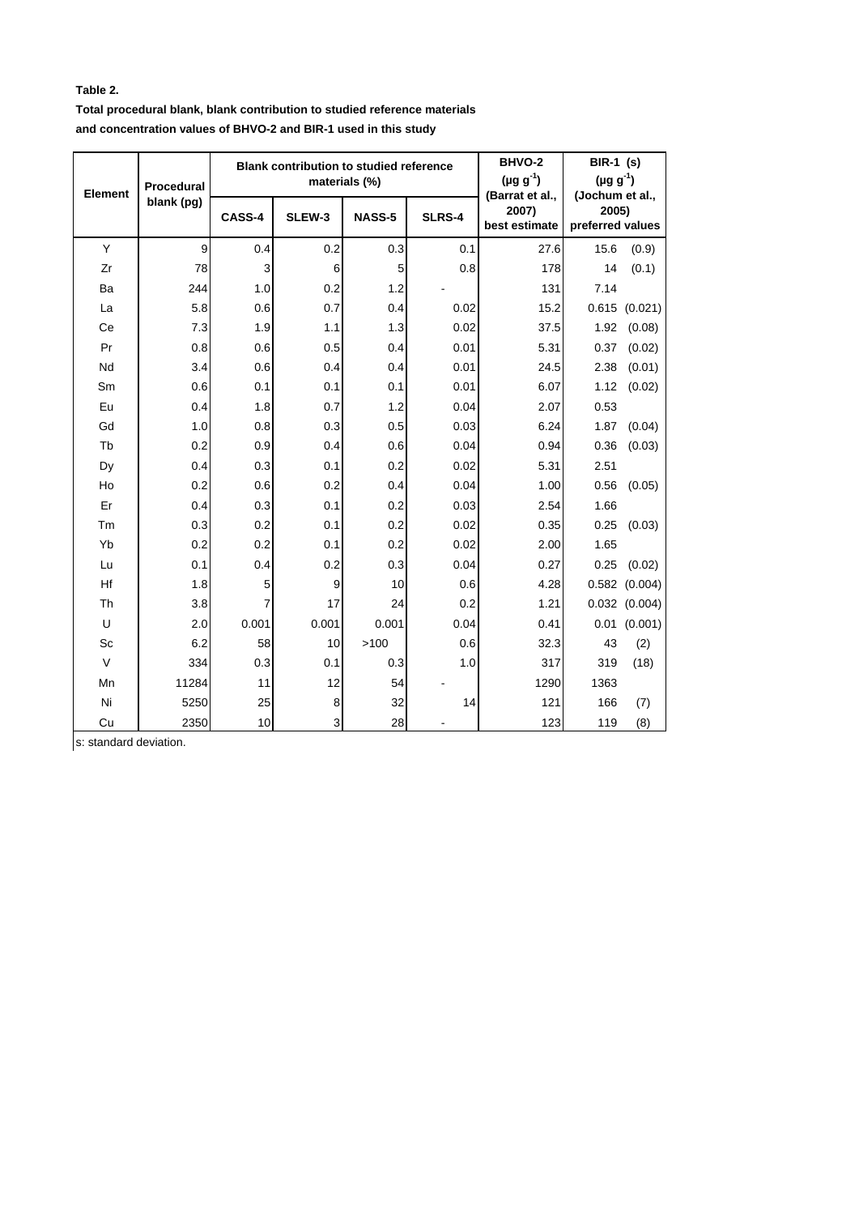**Table 2.**

**Total procedural blank, blank contribution to studied reference materials and concentration values of BHVO-2 and BIR-1 used in this study**

| Element | Procedural blank (pg) | Blank contribution to studied reference materials (%) | | | | BHVO-2 ($\mu g\ g^{-1}$) (Barrat et al., 2007) best estimate | BIR-1 (s) ($\mu g\ g^{-1}$) (Jochum et al., 2005) preferred values | |
|---|---|---|---|---|---|---|---|---|
| | | CASS-4 | SLEW-3 | NASS-5 | SLRS-4 | | | |
| Y | 9 | 0.4 | 0.2 | 0.3 | 0.1 | 27.6 | 15.6 | (0.9) |
| Zr | 78 | 3 | 6 | 5 | 0.8 | 178 | 14 | (0.1) |
| Ba | 244 | 1.0 | 0.2 | 1.2 | - | 131 | 7.14 | |
| La | 5.8 | 0.6 | 0.7 | 0.4 | 0.02 | 15.2 | 0.615 | (0.021) |
| Ce | 7.3 | 1.9 | 1.1 | 1.3 | 0.02 | 37.5 | 1.92 | (0.08) |
| Pr | 0.8 | 0.6 | 0.5 | 0.4 | 0.01 | 5.31 | 0.37 | (0.02) |
| Nd | 3.4 | 0.6 | 0.4 | 0.4 | 0.01 | 24.5 | 2.38 | (0.01) |
| Sm | 0.6 | 0.1 | 0.1 | 0.1 | 0.01 | 6.07 | 1.12 | (0.02) |
| Eu | 0.4 | 1.8 | 0.7 | 1.2 | 0.04 | 2.07 | 0.53 | |
| Gd | 1.0 | 0.8 | 0.3 | 0.5 | 0.03 | 6.24 | 1.87 | (0.04) |
| Tb | 0.2 | 0.9 | 0.4 | 0.6 | 0.04 | 0.94 | 0.36 | (0.03) |
| Dy | 0.4 | 0.3 | 0.1 | 0.2 | 0.02 | 5.31 | 2.51 | |
| Ho | 0.2 | 0.6 | 0.2 | 0.4 | 0.04 | 1.00 | 0.56 | (0.05) |
| Er | 0.4 | 0.3 | 0.1 | 0.2 | 0.03 | 2.54 | 1.66 | |
| Tm | 0.3 | 0.2 | 0.1 | 0.2 | 0.02 | 0.35 | 0.25 | (0.03) |
| Yb | 0.2 | 0.2 | 0.1 | 0.2 | 0.02 | 2.00 | 1.65 | |
| Lu | 0.1 | 0.4 | 0.2 | 0.3 | 0.04 | 0.27 | 0.25 | (0.02) |
| Hf | 1.8 | 5 | 9 | 10 | 0.6 | 4.28 | 0.582 | (0.004) |
| Th | 3.8 | 7 | 17 | 24 | 0.2 | 1.21 | 0.032 | (0.004) |
| U | 2.0 | 0.001 | 0.001 | 0.001 | 0.04 | 0.41 | 0.01 | (0.001) |
| Sc | 6.2 | 58 | 10 | >100 | 0.6 | 32.3 | 43 | (2) |
| V | 334 | 0.3 | 0.1 | 0.3 | 1.0 | 317 | 319 | (18) |
| Mn | 11284 | 11 | 12 | 54 | - | 1290 | 1363 | |
| Ni | 5250 | 25 | 8 | 32 | 14 | 121 | 166 | (7) |
| Cu | 2350 | 10 | 3 | 28 | - | 123 | 119 | (8) |

s: standard deviation.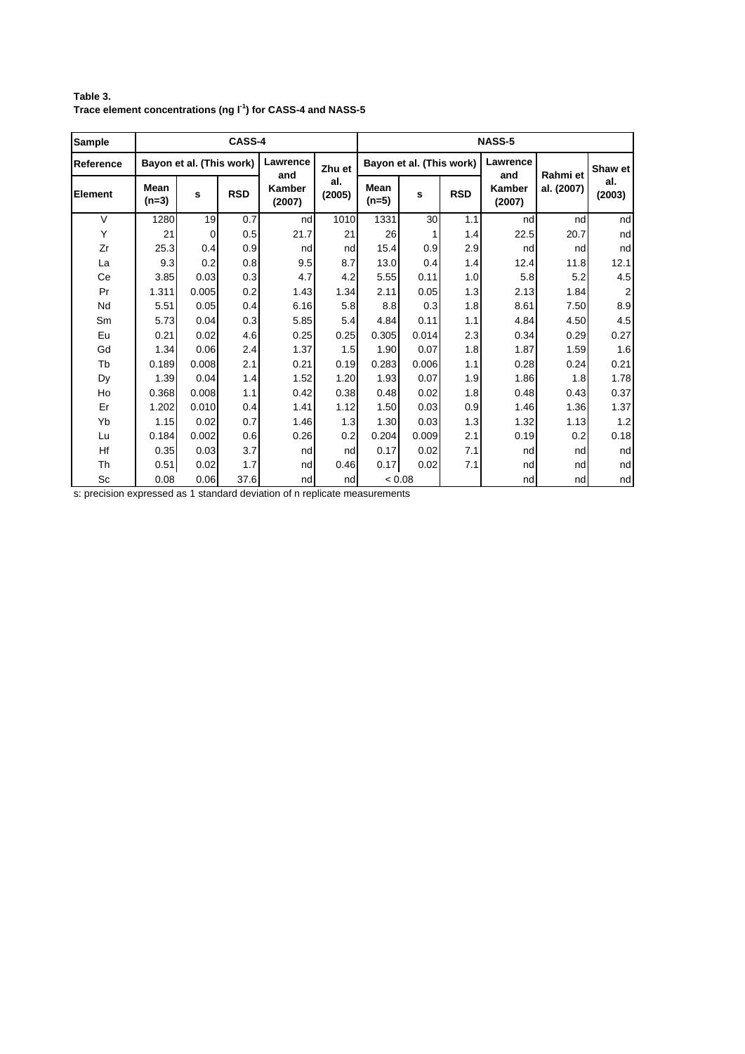**Table 3.**
**Trace element concentrations (ng $l^{-1}$) for CASS-4 and NASS-5**

| Sample | CASS-4 | | | | | NASS-5 | | | | | |
|---|---|---|---|---|---|---|---|---|---|---|---|
| Reference | Bayon et al. (This work) | | | Lawrence and Kamber (2007) | Zhu et al. (2005) | Bayon et al. (This work) | | | Lawrence and Kamber (2007) | Rahmi et al. (2007) | Shaw et al. (2003) |
| Element | Mean (n=3) | s | RSD | | | Mean (n=5) | s | RSD | | | |
| V | 1280 | 19 | 0.7 | nd | 1010 | 1331 | 30 | 1.1 | nd | nd | nd |
| Y | 21 | 0 | 0.5 | 21.7 | 21 | 26 | 1 | 1.4 | 22.5 | 20.7 | nd |
| Zr | 25.3 | 0.4 | 0.9 | nd | nd | 15.4 | 0.9 | 2.9 | nd | nd | nd |
| La | 9.3 | 0.2 | 0.8 | 9.5 | 8.7 | 13.0 | 0.4 | 1.4 | 12.4 | 11.8 | 12.1 |
| Ce | 3.85 | 0.03 | 0.3 | 4.7 | 4.2 | 5.55 | 0.11 | 1.0 | 5.8 | 5.2 | 4.5 |
| Pr | 1.311 | 0.005 | 0.2 | 1.43 | 1.34 | 2.11 | 0.05 | 1.3 | 2.13 | 1.84 | 2 |
| Nd | 5.51 | 0.05 | 0.4 | 6.16 | 5.8 | 8.8 | 0.3 | 1.8 | 8.61 | 7.50 | 8.9 |
| Sm | 5.73 | 0.04 | 0.3 | 5.85 | 5.4 | 4.84 | 0.11 | 1.1 | 4.84 | 4.50 | 4.5 |
| Eu | 0.21 | 0.02 | 4.6 | 0.25 | 0.25 | 0.305 | 0.014 | 2.3 | 0.34 | 0.29 | 0.27 |
| Gd | 1.34 | 0.06 | 2.4 | 1.37 | 1.5 | 1.90 | 0.07 | 1.8 | 1.87 | 1.59 | 1.6 |
| Tb | 0.189 | 0.008 | 2.1 | 0.21 | 0.19 | 0.283 | 0.006 | 1.1 | 0.28 | 0.24 | 0.21 |
| Dy | 1.39 | 0.04 | 1.4 | 1.52 | 1.20 | 1.93 | 0.07 | 1.9 | 1.86 | 1.8 | 1.78 |
| Ho | 0.368 | 0.008 | 1.1 | 0.42 | 0.38 | 0.48 | 0.02 | 1.8 | 0.48 | 0.43 | 0.37 |
| Er | 1.202 | 0.010 | 0.4 | 1.41 | 1.12 | 1.50 | 0.03 | 0.9 | 1.46 | 1.36 | 1.37 |
| Yb | 1.15 | 0.02 | 0.7 | 1.46 | 1.3 | 1.30 | 0.03 | 1.3 | 1.32 | 1.13 | 1.2 |
| Lu | 0.184 | 0.002 | 0.6 | 0.26 | 0.2 | 0.204 | 0.009 | 2.1 | 0.19 | 0.2 | 0.18 |
| Hf | 0.35 | 0.03 | 3.7 | nd | nd | 0.17 | 0.02 | 7.1 | nd | nd | nd |
| Th | 0.51 | 0.02 | 1.7 | nd | 0.46 | 0.17 | 0.02 | 7.1 | nd | nd | nd |
| Sc | 0.08 | 0.06 | 37.6 | nd | nd | < 0.08 | | | nd | nd | nd |

s: precision expressed as 1 standard deviation of n replicate measurements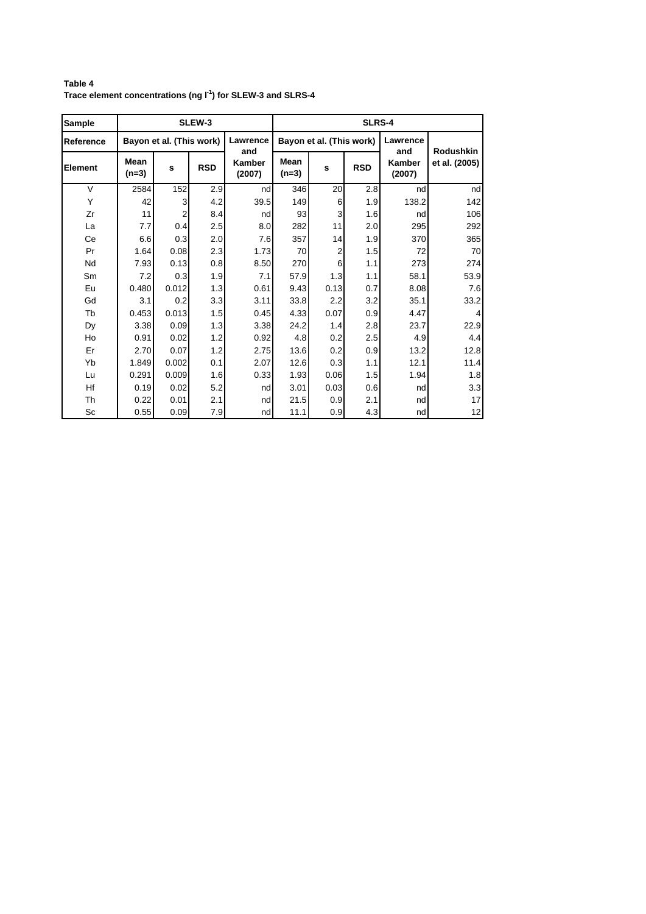**Table 4**
**Trace element concentrations (ng $l^{-1}$) for SLEW-3 and SLRS-4**

| Sample | SLEW-3 | | | | SLRS-4 | | | | |
|---|---|---|---|---|---|---|---|---|---|
| Reference | Bayon et al. (This work) | | | Lawrence and Kamber (2007) | Bayon et al. (This work) | | | Lawrence and Kamber (2007) | Rodushkin et al. (2005) |
| Element | Mean (n=3) | s | RSD | | Mean (n=3) | s | RSD | | |
| V | 2584 | 152 | 2.9 | nd | 346 | 20 | 2.8 | nd | nd |
| Y | 42 | 3 | 4.2 | 39.5 | 149 | 6 | 1.9 | 138.2 | 142 |
| Zr | 11 | 2 | 8.4 | nd | 93 | 3 | 1.6 | nd | 106 |
| La | 7.7 | 0.4 | 2.5 | 8.0 | 282 | 11 | 2.0 | 295 | 292 |
| Ce | 6.6 | 0.3 | 2.0 | 7.6 | 357 | 14 | 1.9 | 370 | 365 |
| Pr | 1.64 | 0.08 | 2.3 | 1.73 | 70 | 2 | 1.5 | 72 | 70 |
| Nd | 7.93 | 0.13 | 0.8 | 8.50 | 270 | 6 | 1.1 | 273 | 274 |
| Sm | 7.2 | 0.3 | 1.9 | 7.1 | 57.9 | 1.3 | 1.1 | 58.1 | 53.9 |
| Eu | 0.480 | 0.012 | 1.3 | 0.61 | 9.43 | 0.13 | 0.7 | 8.08 | 7.6 |
| Gd | 3.1 | 0.2 | 3.3 | 3.11 | 33.8 | 2.2 | 3.2 | 35.1 | 33.2 |
| Tb | 0.453 | 0.013 | 1.5 | 0.45 | 4.33 | 0.07 | 0.9 | 4.47 | 4 |
| Dy | 3.38 | 0.09 | 1.3 | 3.38 | 24.2 | 1.4 | 2.8 | 23.7 | 22.9 |
| Ho | 0.91 | 0.02 | 1.2 | 0.92 | 4.8 | 0.2 | 2.5 | 4.9 | 4.4 |
| Er | 2.70 | 0.07 | 1.2 | 2.75 | 13.6 | 0.2 | 0.9 | 13.2 | 12.8 |
| Yb | 1.849 | 0.002 | 0.1 | 2.07 | 12.6 | 0.3 | 1.1 | 12.1 | 11.4 |
| Lu | 0.291 | 0.009 | 1.6 | 0.33 | 1.93 | 0.06 | 1.5 | 1.94 | 1.8 |
| Hf | 0.19 | 0.02 | 5.2 | nd | 3.01 | 0.03 | 0.6 | nd | 3.3 |
| Th | 0.22 | 0.01 | 2.1 | nd | 21.5 | 0.9 | 2.1 | nd | 17 |
| Sc | 0.55 | 0.09 | 7.9 | nd | 11.1 | 0.9 | 4.3 | nd | 12 |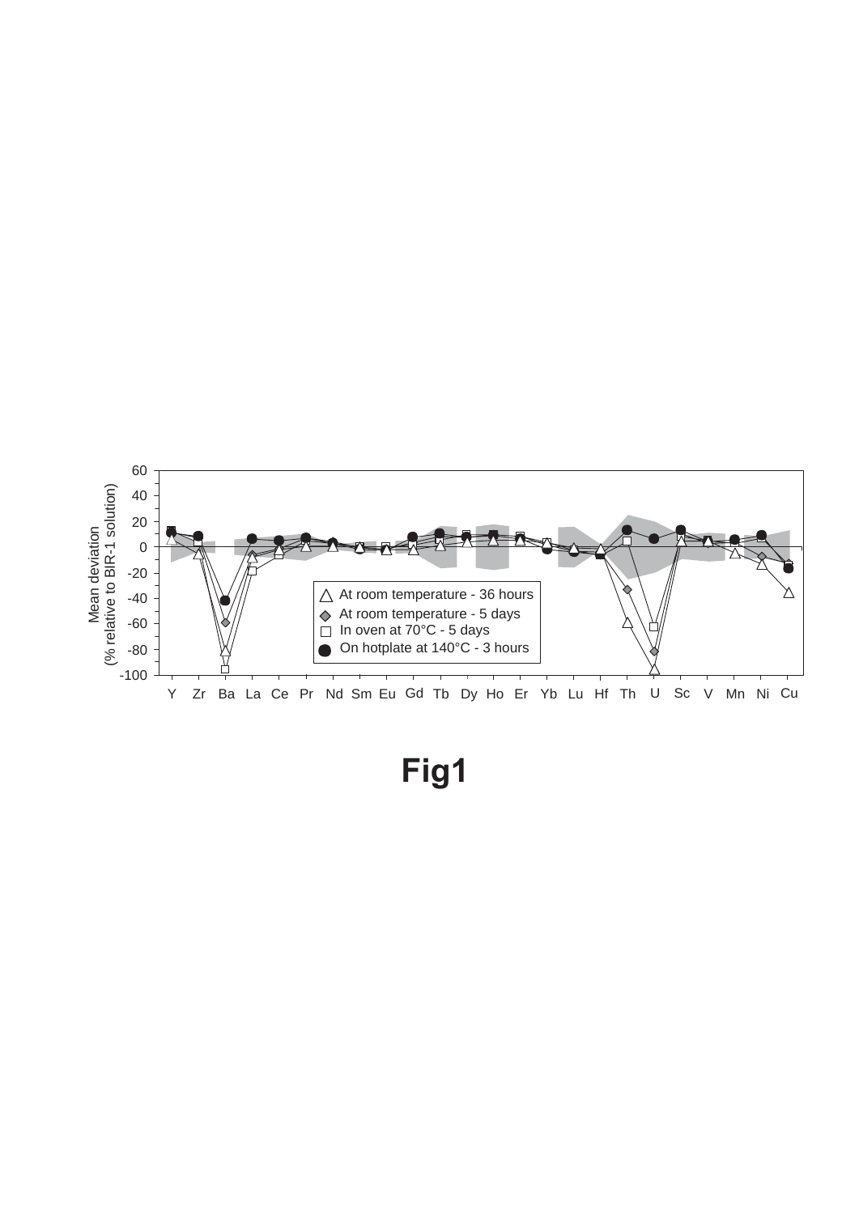**Fig1**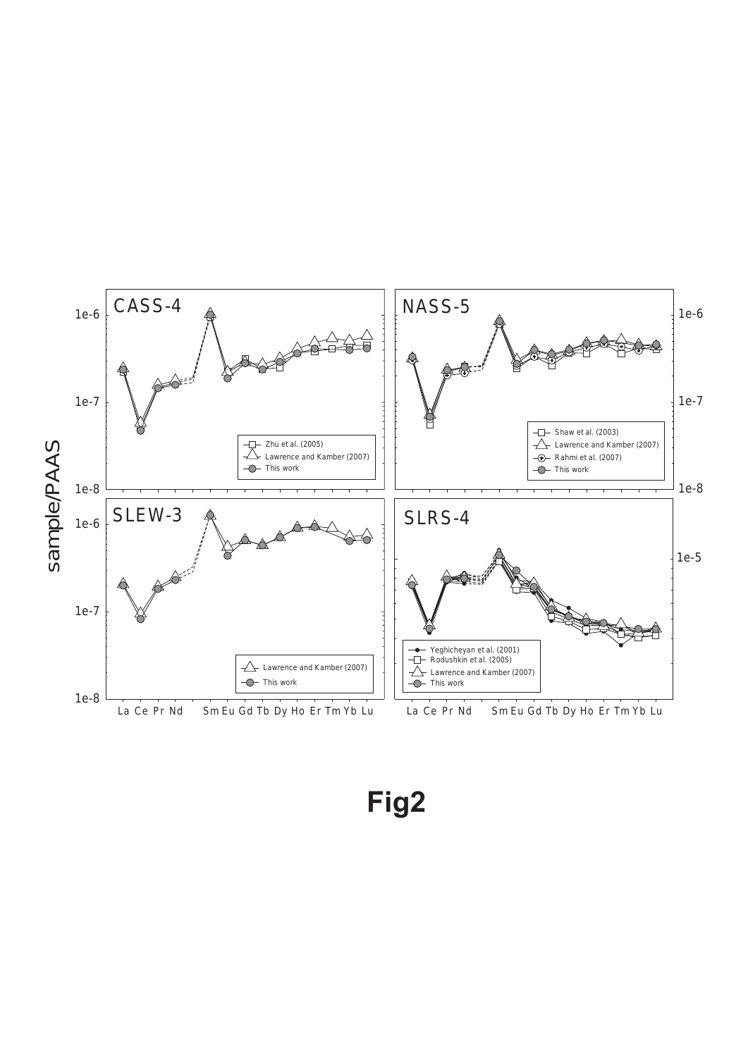CASS-4

Zhu et al. (2005)
Lawrence and Kamber (2007)
This work

NASS-5

Shaw et al. (2003)
Lawrence and Kamber (2007)
Rahmi et al. (2007)
This work

SLEW-3

Lawrence and Kamber (2007)
This work

SLRS-4

Yeghicheyan et al. (2001)
Rodushkin et al. (2005)
Lawrence and Kamber (2007)
This work

sample/PAAS

1e-6
1e-7
1e-8
1e-5

La Ce Pr Nd Sm Eu Gd Tb Dy Ho Er Tm Yb Lu

**Fig2**